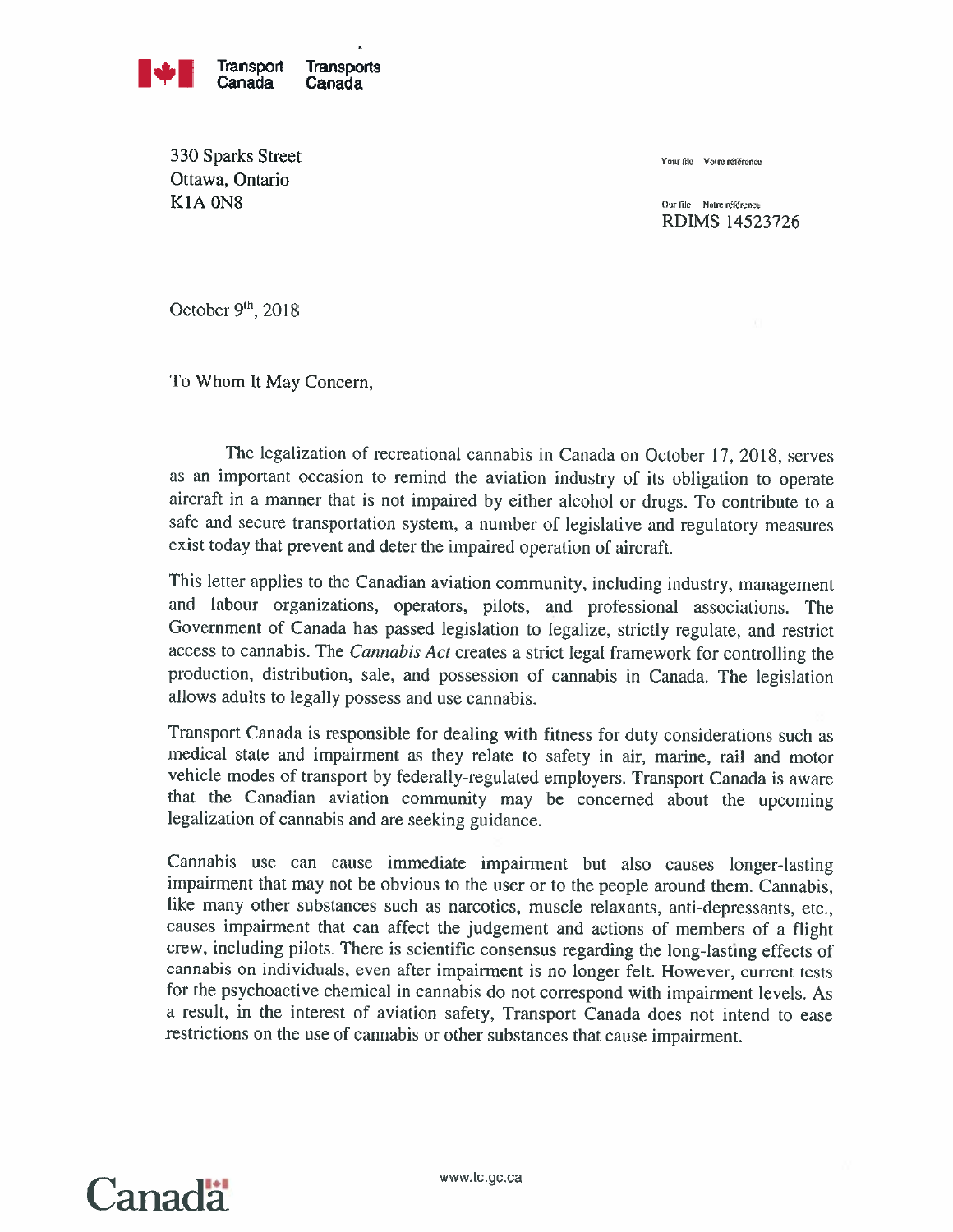Transport Canada | Transports Canada

330 Sparks Street
Ottawa, Ontario
K1A 0N8

Your file Votre référence

Our file Notre référence
RDIMS 14523726

October 9th, 2018

To Whom It May Concern,

The legalization of recreational cannabis in Canada on October 17, 2018, serves as an important occasion to remind the aviation industry of its obligation to operate aircraft in a manner that is not impaired by either alcohol or drugs. To contribute to a safe and secure transportation system, a number of legislative and regulatory measures exist today that prevent and deter the impaired operation of aircraft.

This letter applies to the Canadian aviation community, including industry, management and labour organizations, operators, pilots, and professional associations. The Government of Canada has passed legislation to legalize, strictly regulate, and restrict access to cannabis. The *Cannabis Act* creates a strict legal framework for controlling the production, distribution, sale, and possession of cannabis in Canada. The legislation allows adults to legally possess and use cannabis.

Transport Canada is responsible for dealing with fitness for duty considerations such as medical state and impairment as they relate to safety in air, marine, rail and motor vehicle modes of transport by federally-regulated employers. Transport Canada is aware that the Canadian aviation community may be concerned about the upcoming legalization of cannabis and are seeking guidance.

Cannabis use can cause immediate impairment but also causes longer-lasting impairment that may not be obvious to the user or to the people around them. Cannabis, like many other substances such as narcotics, muscle relaxants, anti-depressants, etc., causes impairment that can affect the judgement and actions of members of a flight crew, including pilots. There is scientific consensus regarding the long-lasting effects of cannabis on individuals, even after impairment is no longer felt. However, current tests for the psychoactive chemical in cannabis do not correspond with impairment levels. As a result, in the interest of aviation safety, Transport Canada does not intend to ease restrictions on the use of cannabis or other substances that cause impairment.

Canada

www.tc.gc.ca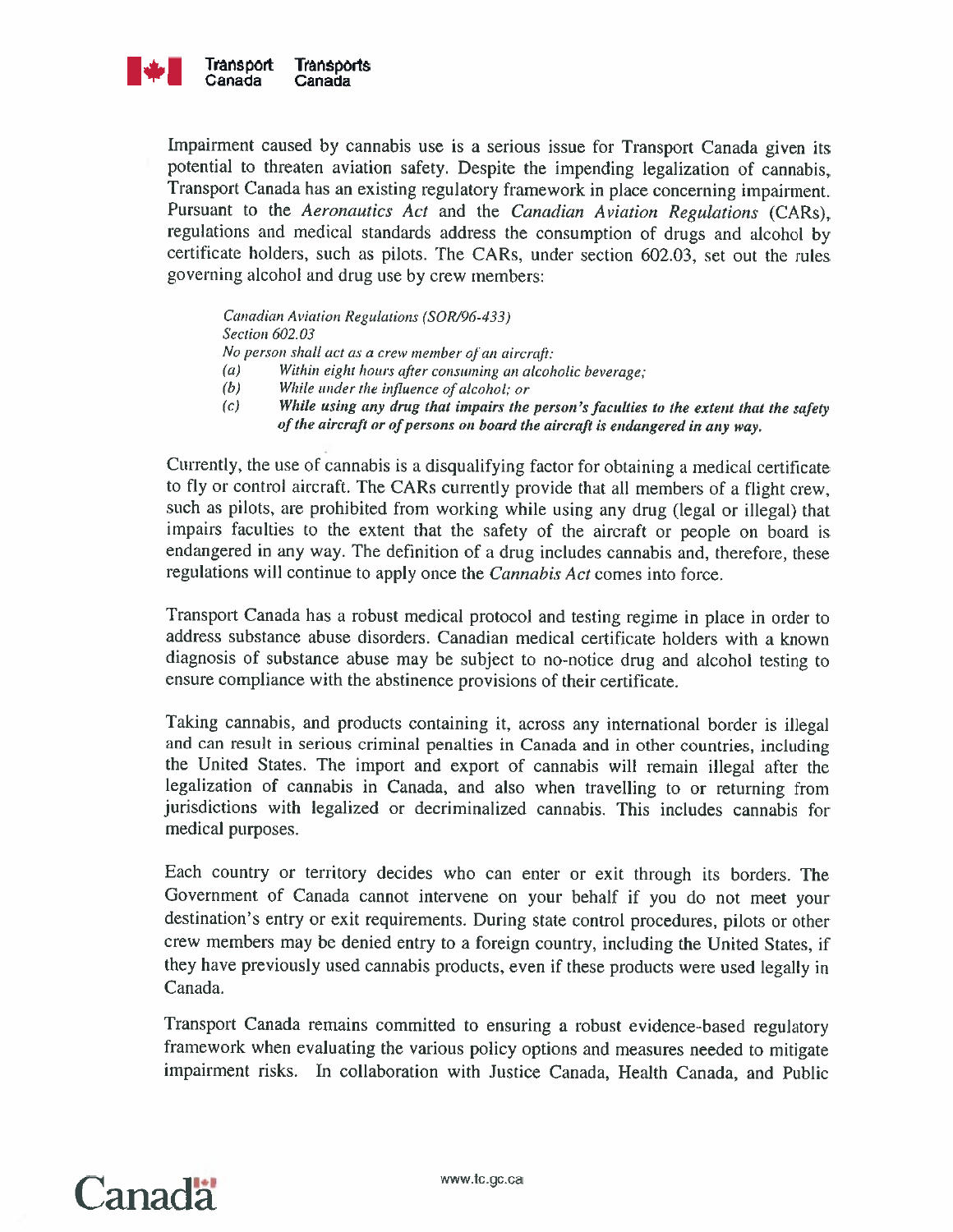Impairment caused by cannabis use is a serious issue for Transport Canada given its potential to threaten aviation safety. Despite the impending legalization of cannabis, Transport Canada has an existing regulatory framework in place concerning impairment. Pursuant to the *Aeronautics Act* and the *Canadian Aviation Regulations* (CARs), regulations and medical standards address the consumption of drugs and alcohol by certificate holders, such as pilots. The CARs, under section 602.03, set out the rules governing alcohol and drug use by crew members:

> *Canadian Aviation Regulations (SOR/96-433)*
> *Section 602.03*
> *No person shall act as a crew member of an aircraft:*
> *(a) Within eight hours after consuming an alcoholic beverage;*
> *(b) While under the influence of alcohol; or*
> ***(c) While using any drug that impairs the person's faculties to the extent that the safety of the aircraft or of persons on board the aircraft is endangered in any way.***

Currently, the use of cannabis is a disqualifying factor for obtaining a medical certificate to fly or control aircraft. The CARs currently provide that all members of a flight crew, such as pilots, are prohibited from working while using any drug (legal or illegal) that impairs faculties to the extent that the safety of the aircraft or people on board is endangered in any way. The definition of a drug includes cannabis and, therefore, these regulations will continue to apply once the *Cannabis Act* comes into force.

Transport Canada has a robust medical protocol and testing regime in place in order to address substance abuse disorders. Canadian medical certificate holders with a known diagnosis of substance abuse may be subject to no-notice drug and alcohol testing to ensure compliance with the abstinence provisions of their certificate.

Taking cannabis, and products containing it, across any international border is illegal and can result in serious criminal penalties in Canada and in other countries, including the United States. The import and export of cannabis will remain illegal after the legalization of cannabis in Canada, and also when travelling to or returning from jurisdictions with legalized or decriminalized cannabis. This includes cannabis for medical purposes.

Each country or territory decides who can enter or exit through its borders. The Government of Canada cannot intervene on your behalf if you do not meet your destination's entry or exit requirements. During state control procedures, pilots or other crew members may be denied entry to a foreign country, including the United States, if they have previously used cannabis products, even if these products were used legally in Canada.

Transport Canada remains committed to ensuring a robust evidence-based regulatory framework when evaluating the various policy options and measures needed to mitigate impairment risks. In collaboration with Justice Canada, Health Canada, and Public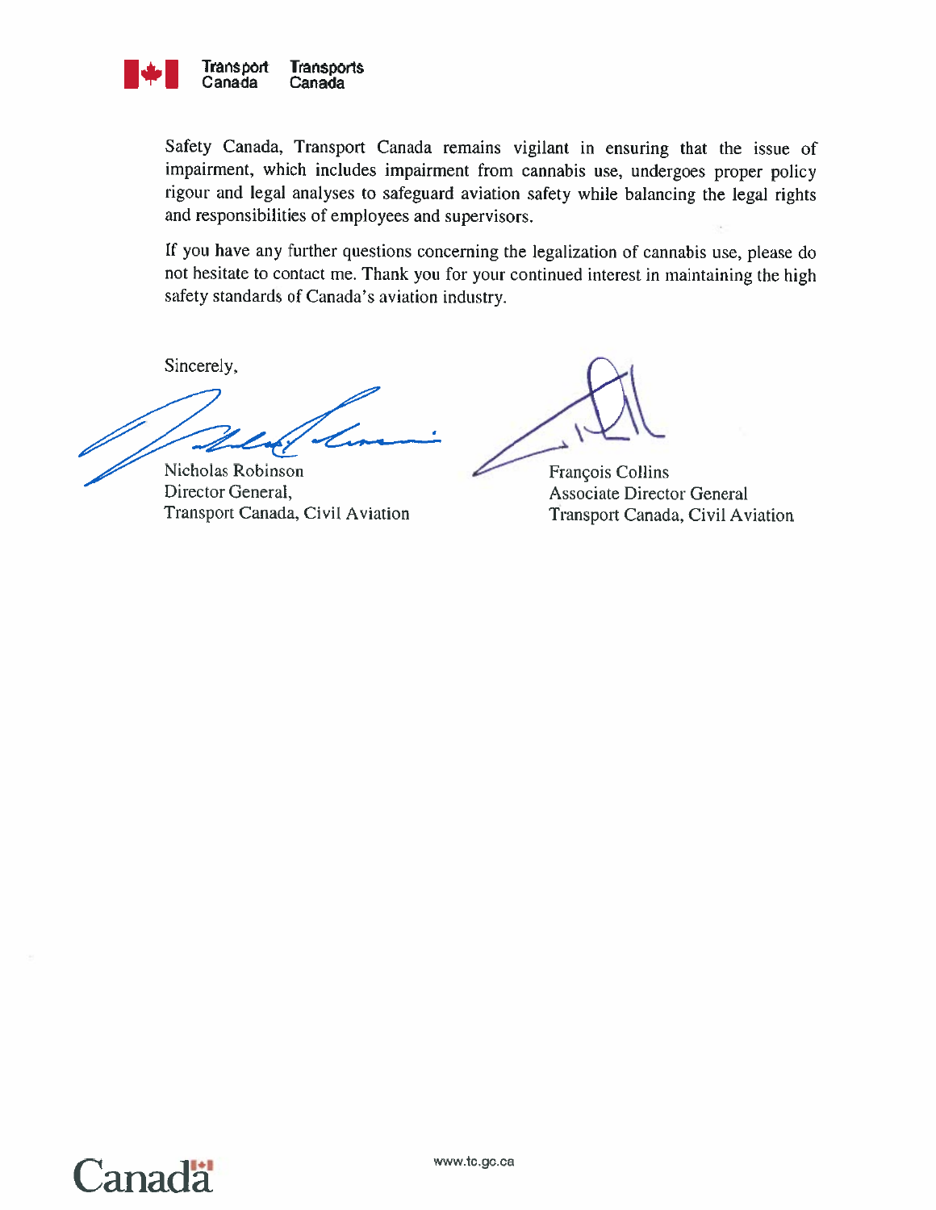Safety Canada, Transport Canada remains vigilant in ensuring that the issue of impairment, which includes impairment from cannabis use, undergoes proper policy rigour and legal analyses to safeguard aviation safety while balancing the legal rights and responsibilities of employees and supervisors.

If you have any further questions concerning the legalization of cannabis use, please do not hesitate to contact me. Thank you for your continued interest in maintaining the high safety standards of Canada's aviation industry.

Sincerely,

Nicholas Robinson
Director General,
Transport Canada, Civil Aviation

François Collins
Associate Director General
Transport Canada, Civil Aviation